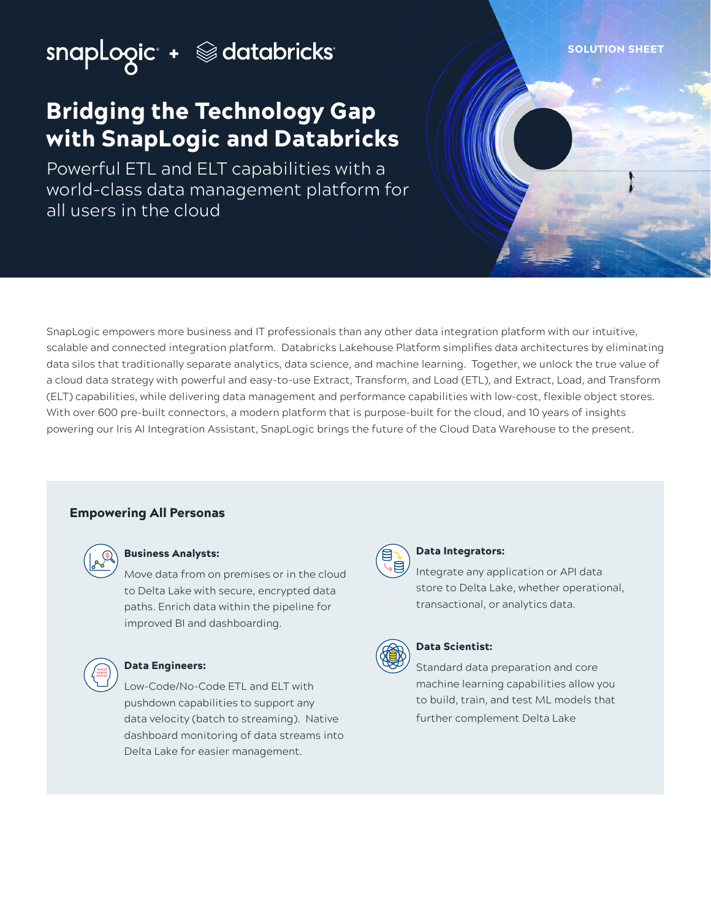snapLogic + databricks

SOLUTION SHEET

# Bridging the Technology Gap with SnapLogic and Databricks

Powerful ETL and ELT capabilities with a world-class data management platform for all users in the cloud

SnapLogic empowers more business and IT professionals than any other data integration platform with our intuitive, scalable and connected integration platform. Databricks Lakehouse Platform simplifies data architectures by eliminating data silos that traditionally separate analytics, data science, and machine learning. Together, we unlock the true value of a cloud data strategy with powerful and easy-to-use Extract, Transform, and Load (ETL), and Extract, Load, and Transform (ELT) capabilities, while delivering data management and performance capabilities with low-cost, flexible object stores. With over 600 pre-built connectors, a modern platform that is purpose-built for the cloud, and 10 years of insights powering our Iris AI Integration Assistant, SnapLogic brings the future of the Cloud Data Warehouse to the present.

## Empowering All Personas

**Business Analysts:**

Move data from on premises or in the cloud to Delta Lake with secure, encrypted data paths. Enrich data within the pipeline for improved BI and dashboarding.

**Data Engineers:**

Low-Code/No-Code ETL and ELT with pushdown capabilities to support any data velocity (batch to streaming). Native dashboard monitoring of data streams into Delta Lake for easier management.

**Data Integrators:**

Integrate any application or API data store to Delta Lake, whether operational, transactional, or analytics data.

**Data Scientist:**

Standard data preparation and core machine learning capabilities allow you to build, train, and test ML models that further complement Delta Lake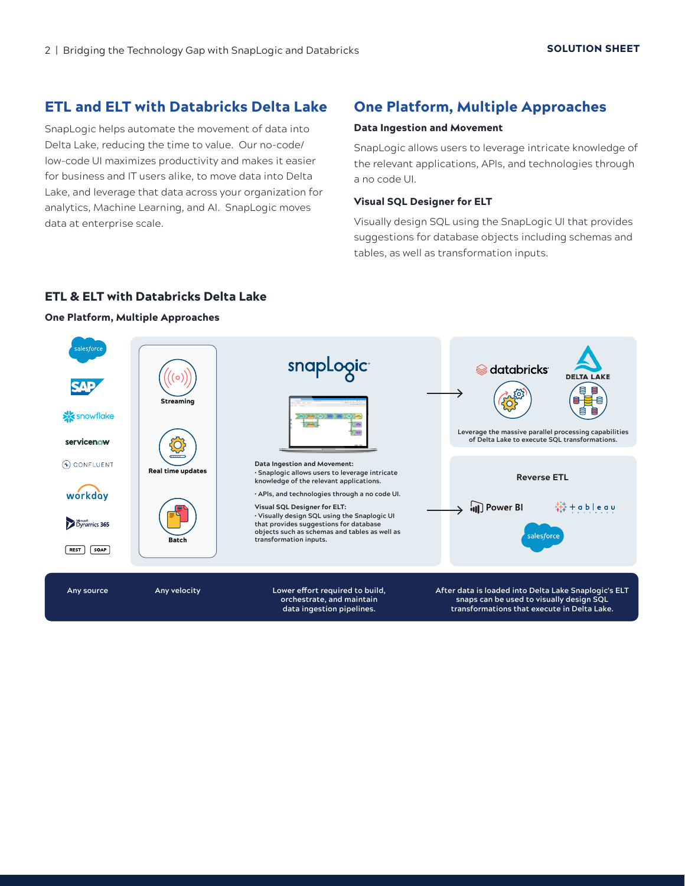## ETL and ELT with Databricks Delta Lake

SnapLogic helps automate the movement of data into Delta Lake, reducing the time to value. Our no-code/low-code UI maximizes productivity and makes it easier for business and IT users alike, to move data into Delta Lake, and leverage that data across your organization for analytics, Machine Learning, and AI. SnapLogic moves data at enterprise scale.

## One Platform, Multiple Approaches

### Data Ingestion and Movement

SnapLogic allows users to leverage intricate knowledge of the relevant applications, APIs, and technologies through a no code UI.

### Visual SQL Designer for ELT

Visually design SQL using the SnapLogic UI that provides suggestions for database objects including schemas and tables, as well as transformation inputs.

### ETL & ELT with Databricks Delta Lake

**One Platform, Multiple Approaches**

salesforce
SAP
snowflake
servicenow
CONFLUENT
workday
Microsoft Dynamics 365
REST
SOAP

Streaming

Real time updates

Batch

snapLogic

**Data Ingestion and Movement:**
- Snaplogic allows users to leverage intricate knowledge of the relevant applications.
- APIs, and technologies through a no code UI.

**Visual SQL Designer for ELT:**
- Visually design SQL using the Snaplogic UI that provides suggestions for database objects such as schemas and tables as well as transformation inputs.

databricks

DELTA LAKE

Leverage the massive parallel processing capabilities of Delta Lake to execute SQL transformations.

Reverse ETL

Power BI
tableau
salesforce

| Any source | Any velocity | Lower effort required to build, orchestrate, and maintain data ingestion pipelines. | After data is loaded into Delta Lake Snaplogic's ELT snaps can be used to visually design SQL transformations that execute in Delta Lake. |
|---|---|---|---|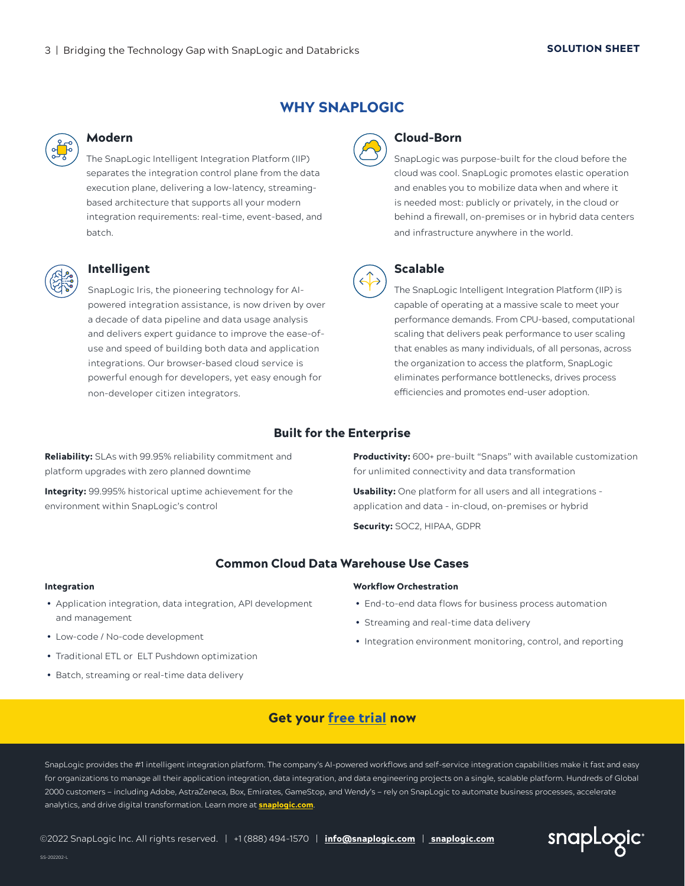## WHY SNAPLOGIC

### Modern

The SnapLogic Intelligent Integration Platform (IIP) separates the integration control plane from the data execution plane, delivering a low-latency, streaming-based architecture that supports all your modern integration requirements: real-time, event-based, and batch.

### Intelligent

SnapLogic Iris, the pioneering technology for AI-powered integration assistance, is now driven by over a decade of data pipeline and data usage analysis and delivers expert guidance to improve the ease-of-use and speed of building both data and application integrations. Our browser-based cloud service is powerful enough for developers, yet easy enough for non-developer citizen integrators.

### Cloud-Born

SnapLogic was purpose-built for the cloud before the cloud was cool. SnapLogic promotes elastic operation and enables you to mobilize data when and where it is needed most: publicly or privately, in the cloud or behind a firewall, on-premises or in hybrid data centers and infrastructure anywhere in the world.

### Scalable

The SnapLogic Intelligent Integration Platform (IIP) is capable of operating at a massive scale to meet your performance demands. From CPU-based, computational scaling that delivers peak performance to user scaling that enables as many individuals, of all personas, across the organization to access the platform, SnapLogic eliminates performance bottlenecks, drives process efficiencies and promotes end-user adoption.

### Built for the Enterprise

**Reliability:** SLAs with 99.95% reliability commitment and platform upgrades with zero planned downtime

**Integrity:** 99.995% historical uptime achievement for the environment within SnapLogic's control

**Productivity:** 600+ pre-built "Snaps" with available customization for unlimited connectivity and data transformation

**Usability:** One platform for all users and all integrations - application and data - in-cloud, on-premises or hybrid

**Security:** SOC2, HIPAA, GDPR

### Common Cloud Data Warehouse Use Cases

**Integration**

- Application integration, data integration, API development and management
- Low-code / No-code development
- Traditional ETL or ELT Pushdown optimization
- Batch, streaming or real-time data delivery

**Workflow Orchestration**

- End-to-end data flows for business process automation
- Streaming and real-time data delivery
- Integration environment monitoring, control, and reporting

**Get your free trial now**

SnapLogic provides the #1 intelligent integration platform. The company's AI-powered workflows and self-service integration capabilities make it fast and easy for organizations to manage all their application integration, data integration, and data engineering projects on a single, scalable platform. Hundreds of Global 2000 customers – including Adobe, AstraZeneca, Box, Emirates, GameStop, and Wendy's – rely on SnapLogic to automate business processes, accelerate analytics, and drive digital transformation. Learn more at snaplogic.com.

©2022 SnapLogic Inc. All rights reserved. | +1 (888) 494-1570 | info@snaplogic.com | snaplogic.com

SS-202202-L